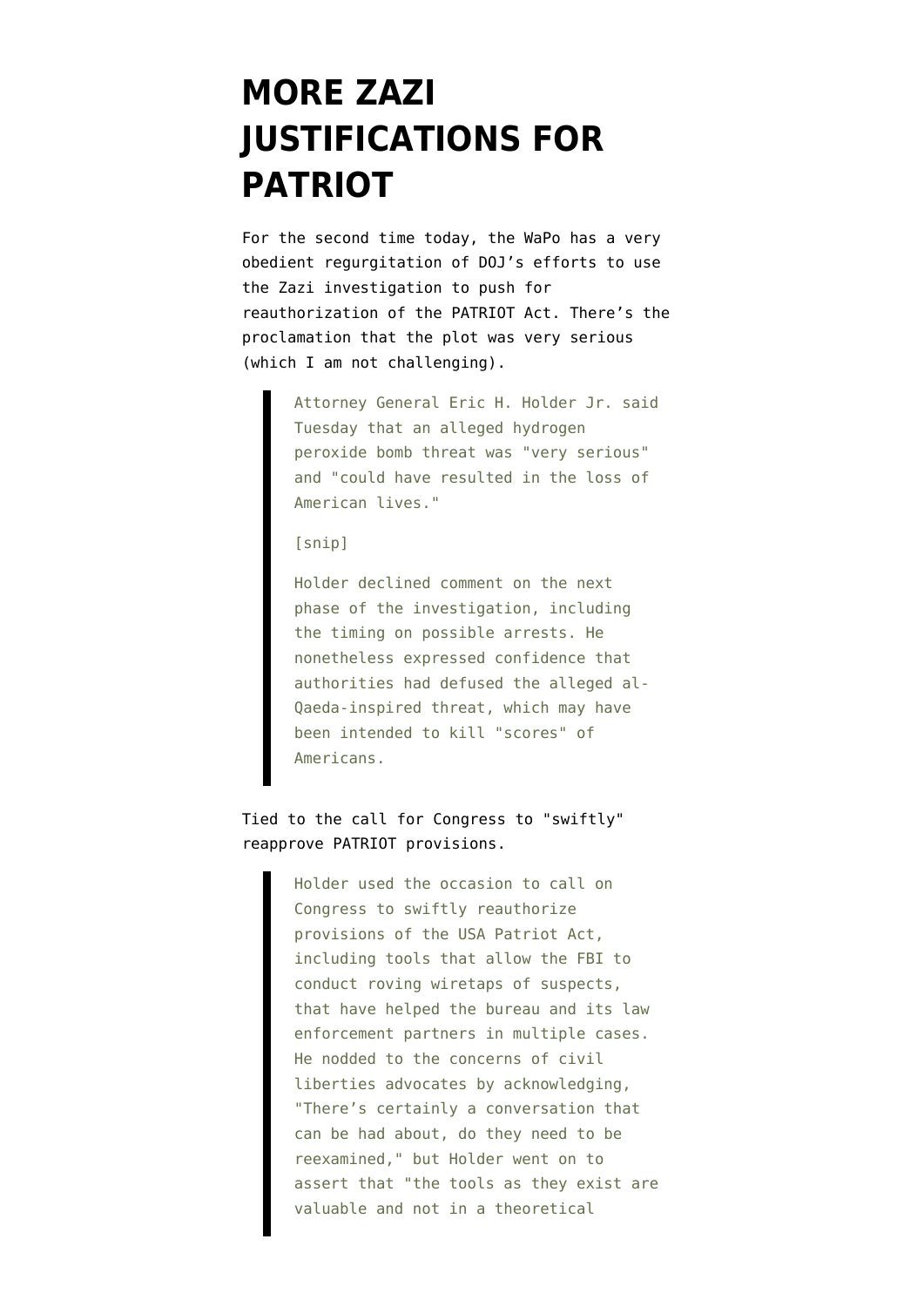# MORE ZAZI JUSTIFICATIONS FOR PATRIOT

For the second time today, the WaPo has a very obedient regurgitation of DOJ's efforts to use the Zazi investigation to push for reauthorization of the PATRIOT Act. There's the proclamation that the plot was very serious (which I am not challenging).

> Attorney General Eric H. Holder Jr. said Tuesday that an alleged hydrogen peroxide bomb threat was "very serious" and "could have resulted in the loss of American lives."
>
> [snip]
>
> Holder declined comment on the next phase of the investigation, including the timing on possible arrests. He nonetheless expressed confidence that authorities had defused the alleged al-Qaeda-inspired threat, which may have been intended to kill "scores" of Americans.

Tied to the call for Congress to "swiftly" reapprove PATRIOT provisions.

> Holder used the occasion to call on Congress to swiftly reauthorize provisions of the USA Patriot Act, including tools that allow the FBI to conduct roving wiretaps of suspects, that have helped the bureau and its law enforcement partners in multiple cases. He nodded to the concerns of civil liberties advocates by acknowledging, "There's certainly a conversation that can be had about, do they need to be reexamined," but Holder went on to assert that "the tools as they exist are valuable and not in a theoretical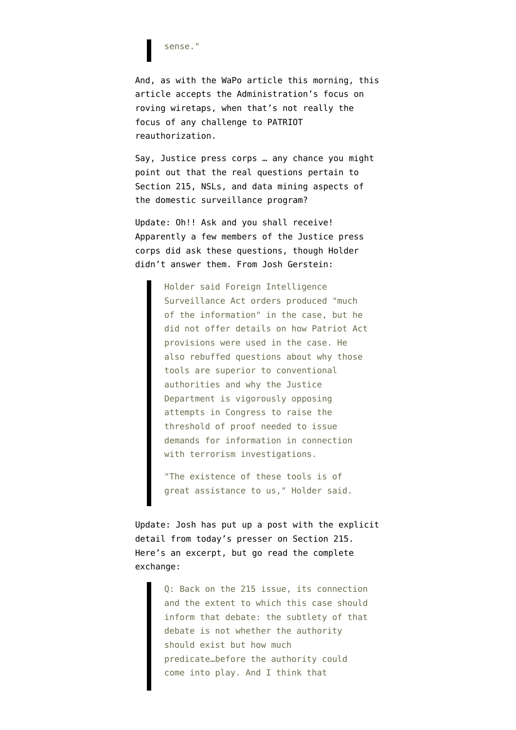> sense."

And, as with the WaPo article this morning, this article accepts the Administration's focus on roving wiretaps, when that's not really the focus of any challenge to PATRIOT reauthorization.

Say, Justice press corps … any chance you might point out that the real questions pertain to Section 215, NSLs, and data mining aspects of the domestic surveillance program?

Update: Oh!! Ask and you shall receive! Apparently a few members of the Justice press corps did ask these questions, though Holder didn't answer them. From Josh Gerstein:

> Holder said Foreign Intelligence Surveillance Act orders produced "much of the information" in the case, but he did not offer details on how Patriot Act provisions were used in the case. He also rebuffed questions about why those tools are superior to conventional authorities and why the Justice Department is vigorously opposing attempts in Congress to raise the threshold of proof needed to issue demands for information in connection with terrorism investigations.
>
> "The existence of these tools is of great assistance to us," Holder said.

Update: Josh has put up a post with the explicit detail from today's presser on Section 215. Here's an excerpt, but go read the complete exchange:

> Q: Back on the 215 issue, its connection and the extent to which this case should inform that debate: the subtlety of that debate is not whether the authority should exist but how much predicate…before the authority could come into play. And I think that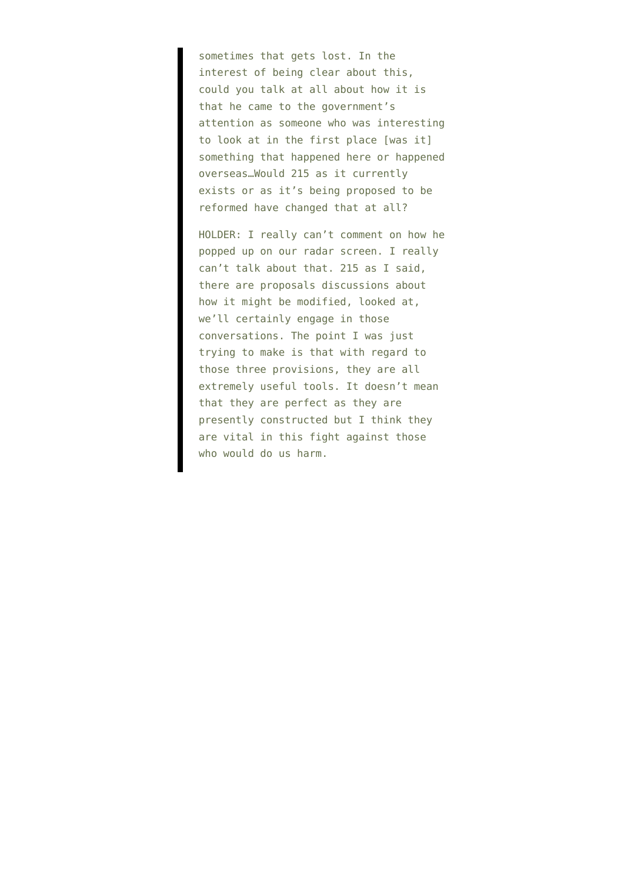> sometimes that gets lost. In the interest of being clear about this, could you talk at all about how it is that he came to the government's attention as someone who was interesting to look at in the first place [was it] something that happened here or happened overseas…Would 215 as it currently exists or as it's being proposed to be reformed have changed that at all?
>
> HOLDER: I really can't comment on how he popped up on our radar screen. I really can't talk about that. 215 as I said, there are proposals discussions about how it might be modified, looked at, we'll certainly engage in those conversations. The point I was just trying to make is that with regard to those three provisions, they are all extremely useful tools. It doesn't mean that they are perfect as they are presently constructed but I think they are vital in this fight against those who would do us harm.